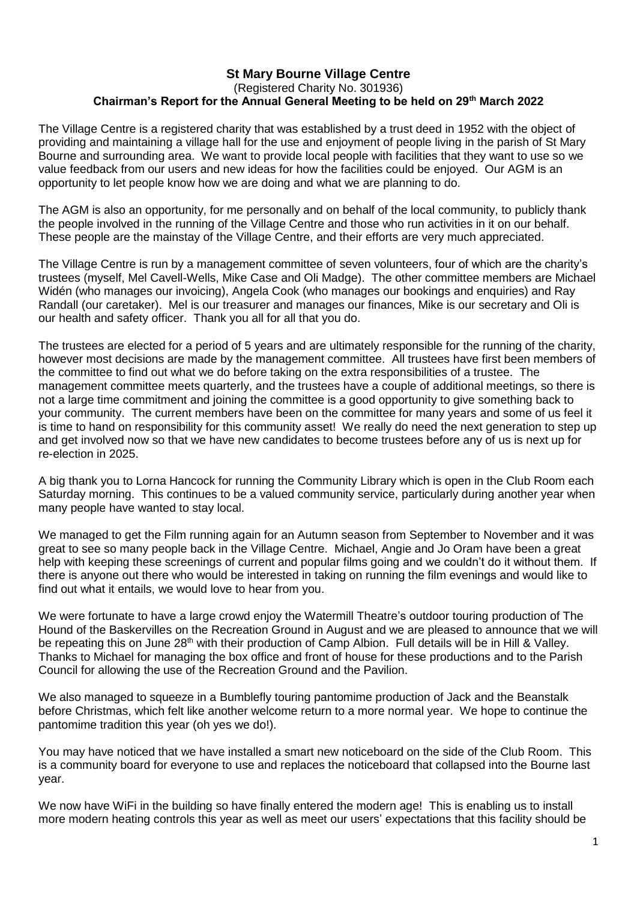# St Mary Bourne Village Centre

(Registered Charity No. 301936)

## Chairman's Report for the Annual General Meeting to be held on 29th March 2022

The Village Centre is a registered charity that was established by a trust deed in 1952 with the object of providing and maintaining a village hall for the use and enjoyment of people living in the parish of St Mary Bourne and surrounding area. We want to provide local people with facilities that they want to use so we value feedback from our users and new ideas for how the facilities could be enjoyed. Our AGM is an opportunity to let people know how we are doing and what we are planning to do.

The AGM is also an opportunity, for me personally and on behalf of the local community, to publicly thank the people involved in the running of the Village Centre and those who run activities in it on our behalf. These people are the mainstay of the Village Centre, and their efforts are very much appreciated.

The Village Centre is run by a management committee of seven volunteers, four of which are the charity's trustees (myself, Mel Cavell-Wells, Mike Case and Oli Madge). The other committee members are Michael Widén (who manages our invoicing), Angela Cook (who manages our bookings and enquiries) and Ray Randall (our caretaker). Mel is our treasurer and manages our finances, Mike is our secretary and Oli is our health and safety officer. Thank you all for all that you do.

The trustees are elected for a period of 5 years and are ultimately responsible for the running of the charity, however most decisions are made by the management committee. All trustees have first been members of the committee to find out what we do before taking on the extra responsibilities of a trustee. The management committee meets quarterly, and the trustees have a couple of additional meetings, so there is not a large time commitment and joining the committee is a good opportunity to give something back to your community. The current members have been on the committee for many years and some of us feel it is time to hand on responsibility for this community asset! We really do need the next generation to step up and get involved now so that we have new candidates to become trustees before any of us is next up for re-election in 2025.

A big thank you to Lorna Hancock for running the Community Library which is open in the Club Room each Saturday morning. This continues to be a valued community service, particularly during another year when many people have wanted to stay local.

We managed to get the Film running again for an Autumn season from September to November and it was great to see so many people back in the Village Centre. Michael, Angie and Jo Oram have been a great help with keeping these screenings of current and popular films going and we couldn't do it without them. If there is anyone out there who would be interested in taking on running the film evenings and would like to find out what it entails, we would love to hear from you.

We were fortunate to have a large crowd enjoy the Watermill Theatre's outdoor touring production of The Hound of the Baskervilles on the Recreation Ground in August and we are pleased to announce that we will be repeating this on June 28th with their production of Camp Albion. Full details will be in Hill & Valley. Thanks to Michael for managing the box office and front of house for these productions and to the Parish Council for allowing the use of the Recreation Ground and the Pavilion.

We also managed to squeeze in a Bumblefly touring pantomime production of Jack and the Beanstalk before Christmas, which felt like another welcome return to a more normal year. We hope to continue the pantomime tradition this year (oh yes we do!).

You may have noticed that we have installed a smart new noticeboard on the side of the Club Room. This is a community board for everyone to use and replaces the noticeboard that collapsed into the Bourne last year.

We now have WiFi in the building so have finally entered the modern age! This is enabling us to install more modern heating controls this year as well as meet our users' expectations that this facility should be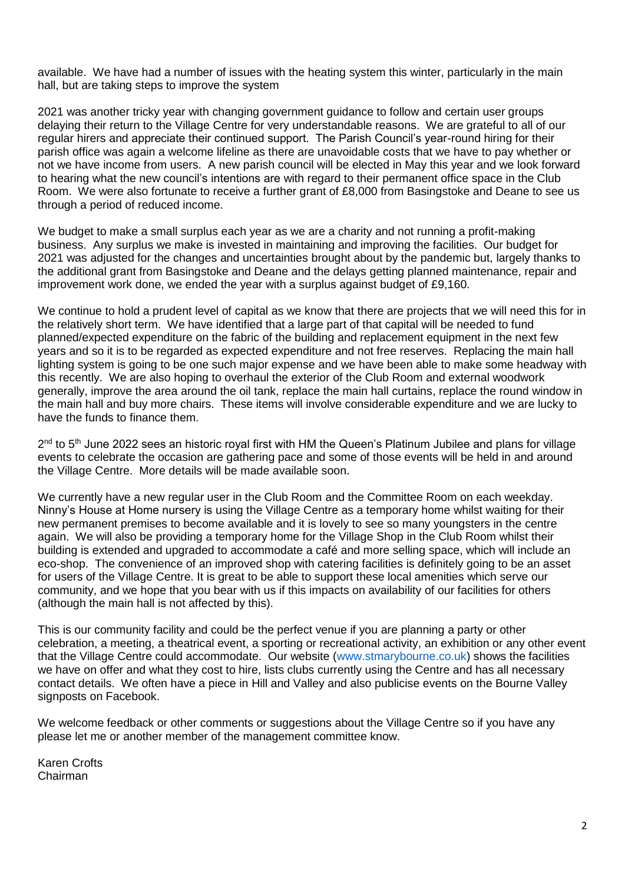available. We have had a number of issues with the heating system this winter, particularly in the main hall, but are taking steps to improve the system

2021 was another tricky year with changing government guidance to follow and certain user groups delaying their return to the Village Centre for very understandable reasons. We are grateful to all of our regular hirers and appreciate their continued support. The Parish Council's year-round hiring for their parish office was again a welcome lifeline as there are unavoidable costs that we have to pay whether or not we have income from users. A new parish council will be elected in May this year and we look forward to hearing what the new council's intentions are with regard to their permanent office space in the Club Room. We were also fortunate to receive a further grant of £8,000 from Basingstoke and Deane to see us through a period of reduced income.

We budget to make a small surplus each year as we are a charity and not running a profit-making business. Any surplus we make is invested in maintaining and improving the facilities. Our budget for 2021 was adjusted for the changes and uncertainties brought about by the pandemic but, largely thanks to the additional grant from Basingstoke and Deane and the delays getting planned maintenance, repair and improvement work done, we ended the year with a surplus against budget of £9,160.

We continue to hold a prudent level of capital as we know that there are projects that we will need this for in the relatively short term. We have identified that a large part of that capital will be needed to fund planned/expected expenditure on the fabric of the building and replacement equipment in the next few years and so it is to be regarded as expected expenditure and not free reserves. Replacing the main hall lighting system is going to be one such major expense and we have been able to make some headway with this recently. We are also hoping to overhaul the exterior of the Club Room and external woodwork generally, improve the area around the oil tank, replace the main hall curtains, replace the round window in the main hall and buy more chairs. These items will involve considerable expenditure and we are lucky to have the funds to finance them.

2nd to 5th June 2022 sees an historic royal first with HM the Queen's Platinum Jubilee and plans for village events to celebrate the occasion are gathering pace and some of those events will be held in and around the Village Centre. More details will be made available soon.

We currently have a new regular user in the Club Room and the Committee Room on each weekday. Ninny's House at Home nursery is using the Village Centre as a temporary home whilst waiting for their new permanent premises to become available and it is lovely to see so many youngsters in the centre again. We will also be providing a temporary home for the Village Shop in the Club Room whilst their building is extended and upgraded to accommodate a café and more selling space, which will include an eco-shop. The convenience of an improved shop with catering facilities is definitely going to be an asset for users of the Village Centre. It is great to be able to support these local amenities which serve our community, and we hope that you bear with us if this impacts on availability of our facilities for others (although the main hall is not affected by this).

This is our community facility and could be the perfect venue if you are planning a party or other celebration, a meeting, a theatrical event, a sporting or recreational activity, an exhibition or any other event that the Village Centre could accommodate. Our website (www.stmarybourne.co.uk) shows the facilities we have on offer and what they cost to hire, lists clubs currently using the Centre and has all necessary contact details. We often have a piece in Hill and Valley and also publicise events on the Bourne Valley signposts on Facebook.

We welcome feedback or other comments or suggestions about the Village Centre so if you have any please let me or another member of the management committee know.

Karen Crofts
Chairman